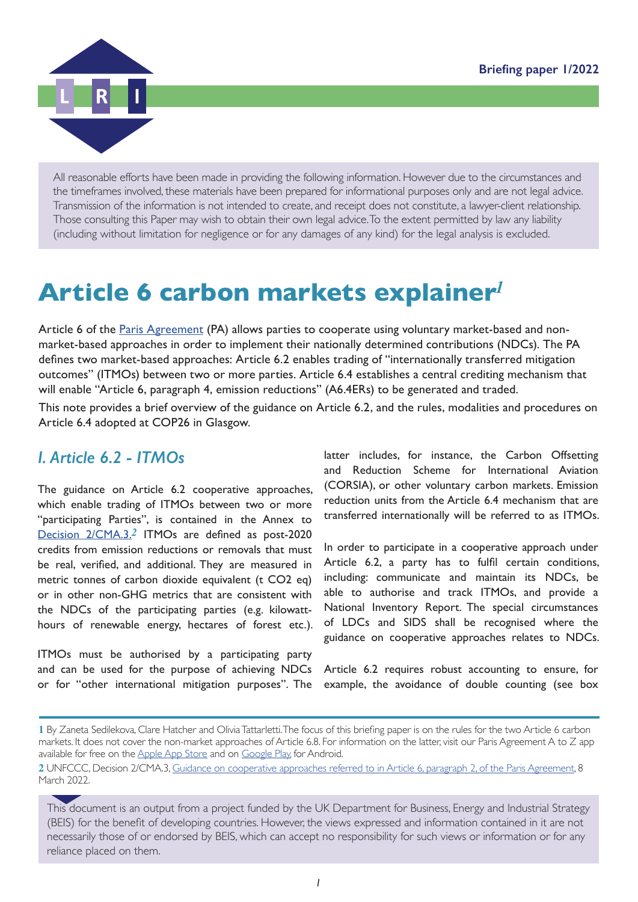Briefing paper 1/2022

All reasonable efforts have been made in providing the following information. However due to the circumstances and the timeframes involved, these materials have been prepared for informational purposes only and are not legal advice. Transmission of the information is not intended to create, and receipt does not constitute, a lawyer-client relationship. Those consulting this Paper may wish to obtain their own legal advice. To the extent permitted by law any liability (including without limitation for negligence or for any damages of any kind) for the legal analysis is excluded.

# Article 6 carbon markets explainer[1]

Article 6 of the Paris Agreement (PA) allows parties to cooperate using voluntary market-based and non-market-based approaches in order to implement their nationally determined contributions (NDCs). The PA defines two market-based approaches: Article 6.2 enables trading of "internationally transferred mitigation outcomes" (ITMOs) between two or more parties. Article 6.4 establishes a central crediting mechanism that will enable "Article 6, paragraph 4, emission reductions" (A6.4ERs) to be generated and traded.

This note provides a brief overview of the guidance on Article 6.2, and the rules, modalities and procedures on Article 6.4 adopted at COP26 in Glasgow.

## *I. Article 6.2 - ITMOs*

The guidance on Article 6.2 cooperative approaches, which enable trading of ITMOs between two or more "participating Parties", is contained in the Annex to Decision 2/CMA.3.[2] ITMOs are defined as post-2020 credits from emission reductions or removals that must be real, verified, and additional. They are measured in metric tonnes of carbon dioxide equivalent (t $CO_2$ eq) or in other non-GHG metrics that are consistent with the NDCs of the participating parties (e.g. kilowatt-hours of renewable energy, hectares of forest etc.).

ITMOs must be authorised by a participating party and can be used for the purpose of achieving NDCs or for "other international mitigation purposes". The latter includes, for instance, the Carbon Offsetting and Reduction Scheme for International Aviation (CORSIA), or other voluntary carbon markets. Emission reduction units from the Article 6.4 mechanism that are transferred internationally will be referred to as ITMOs.

In order to participate in a cooperative approach under Article 6.2, a party has to fulfil certain conditions, including: communicate and maintain its NDCs, be able to authorise and track ITMOs, and provide a National Inventory Report. The special circumstances of LDCs and SIDS shall be recognised where the guidance on cooperative approaches relates to NDCs.

Article 6.2 requires robust accounting to ensure, for example, the avoidance of double counting (see box

---

[1] By Zaneta Sedilekova, Clare Hatcher and Olivia Tattarletti. The focus of this briefing paper is on the rules for the two Article 6 carbon markets. It does not cover the non-market approaches of Article 6.8. For information on the latter, visit our Paris Agreement A to Z app available for free on the Apple App Store and on Google Play, for Android.

[2] UNFCCC, Decision 2/CMA.3, Guidance on cooperative approaches referred to in Article 6, paragraph 2, of the Paris Agreement, 8 March 2022.

This document is an output from a project funded by the UK Department for Business, Energy and Industrial Strategy (BEIS) for the benefit of developing countries. However, the views expressed and information contained in it are not necessarily those of or endorsed by BEIS, which can accept no responsibility for such views or information or for any reliance placed on them.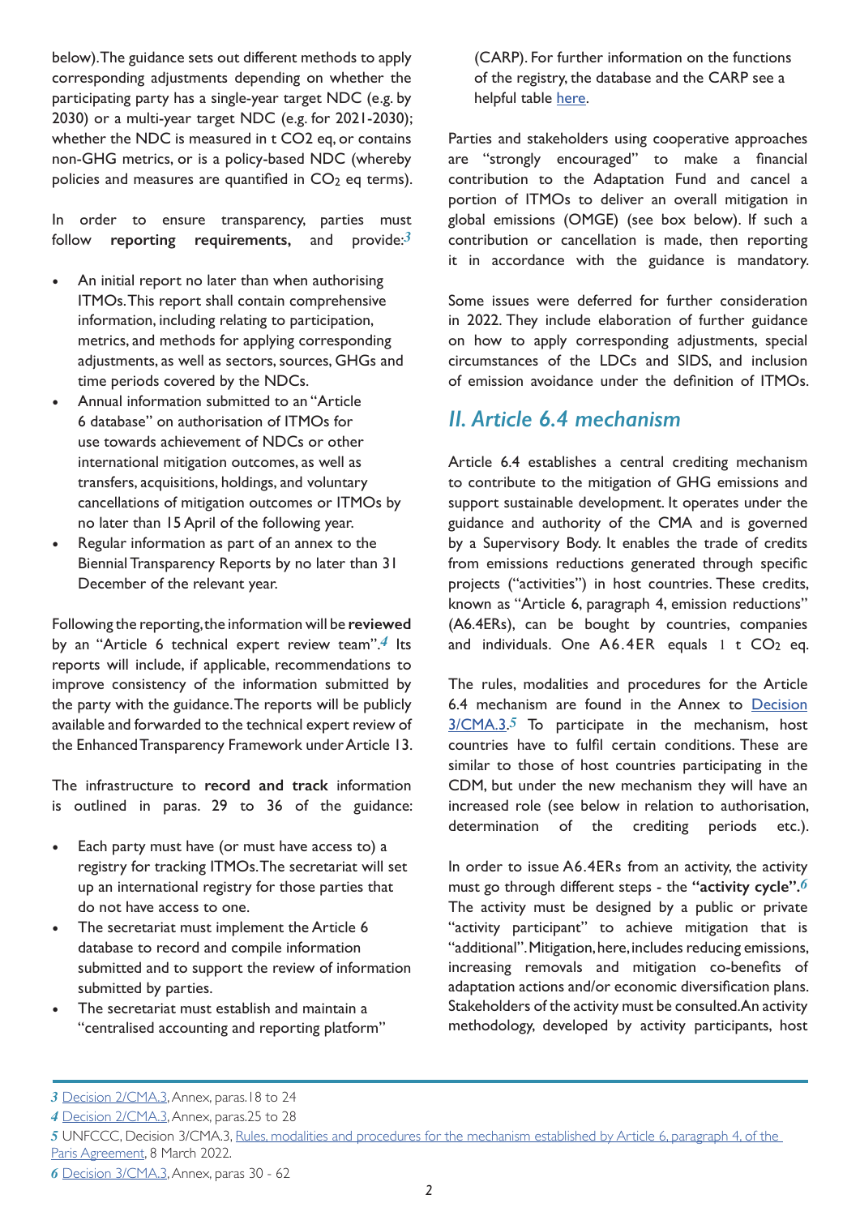below). The guidance sets out different methods to apply corresponding adjustments depending on whether the participating party has a single-year target NDC (e.g. by 2030) or a multi-year target NDC (e.g. for 2021-2030); whether the NDC is measured in t CO2 eq, or contains non-GHG metrics, or is a policy-based NDC (whereby policies and measures are quantified in $CO_2$ eq terms).

In order to ensure transparency, parties must follow **reporting requirements,** and provide:[3]

- An initial report no later than when authorising ITMOs. This report shall contain comprehensive information, including relating to participation, metrics, and methods for applying corresponding adjustments, as well as sectors, sources, GHGs and time periods covered by the NDCs.
- Annual information submitted to an "Article 6 database" on authorisation of ITMOs for use towards achievement of NDCs or other international mitigation outcomes, as well as transfers, acquisitions, holdings, and voluntary cancellations of mitigation outcomes or ITMOs by no later than 15 April of the following year.
- Regular information as part of an annex to the Biennial Transparency Reports by no later than 31 December of the relevant year.

Following the reporting, the information will be **reviewed** by an "Article 6 technical expert review team".[4] Its reports will include, if applicable, recommendations to improve consistency of the information submitted by the party with the guidance. The reports will be publicly available and forwarded to the technical expert review of the Enhanced Transparency Framework under Article 13.

The infrastructure to **record and track** information is outlined in paras. 29 to 36 of the guidance:

- Each party must have (or must have access to) a registry for tracking ITMOs. The secretariat will set up an international registry for those parties that do not have access to one.
- The secretariat must implement the Article 6 database to record and compile information submitted and to support the review of information submitted by parties.
- The secretariat must establish and maintain a "centralised accounting and reporting platform" (CARP). For further information on the functions of the registry, the database and the CARP see a helpful table [here](#).

Parties and stakeholders using cooperative approaches are "strongly encouraged" to make a financial contribution to the Adaptation Fund and cancel a portion of ITMOs to deliver an overall mitigation in global emissions (OMGE) (see box below). If such a contribution or cancellation is made, then reporting it in accordance with the guidance is mandatory.

Some issues were deferred for further consideration in 2022. They include elaboration of further guidance on how to apply corresponding adjustments, special circumstances of the LDCs and SIDS, and inclusion of emission avoidance under the definition of ITMOs.

## *II. Article 6.4 mechanism*

Article 6.4 establishes a central crediting mechanism to contribute to the mitigation of GHG emissions and support sustainable development. It operates under the guidance and authority of the CMA and is governed by a Supervisory Body. It enables the trade of credits from emissions reductions generated through specific projects ("activities") in host countries. These credits, known as "Article 6, paragraph 4, emission reductions" (A6.4ERs), can be bought by countries, companies and individuals. One A6.4ER equals 1 t $CO_2$ eq.

The rules, modalities and procedures for the Article 6.4 mechanism are found in the Annex to [Decision 3/CMA.3](#).[5] To participate in the mechanism, host countries have to fulfil certain conditions. These are similar to those of host countries participating in the CDM, but under the new mechanism they will have an increased role (see below in relation to authorisation, determination of the crediting periods etc.).

In order to issue A6.4ERs from an activity, the activity must go through different steps - the **"activity cycle"**.[6] The activity must be designed by a public or private "activity participant" to achieve mitigation that is "additional". Mitigation, here, includes reducing emissions, increasing removals and mitigation co-benefits of adaptation actions and/or economic diversification plans. Stakeholders of the activity must be consulted. An activity methodology, developed by activity participants, host

---

*3* [Decision 2/CMA.3](#), Annex, paras.18 to 24

*4* [Decision 2/CMA.3](#), Annex, paras.25 to 28

*5* UNFCCC, Decision 3/CMA.3, [Rules, modalities and procedures for the mechanism established by Article 6, paragraph 4, of the Paris Agreement](#), 8 March 2022.

*6* [Decision 3/CMA.3](#), Annex, paras 30 - 62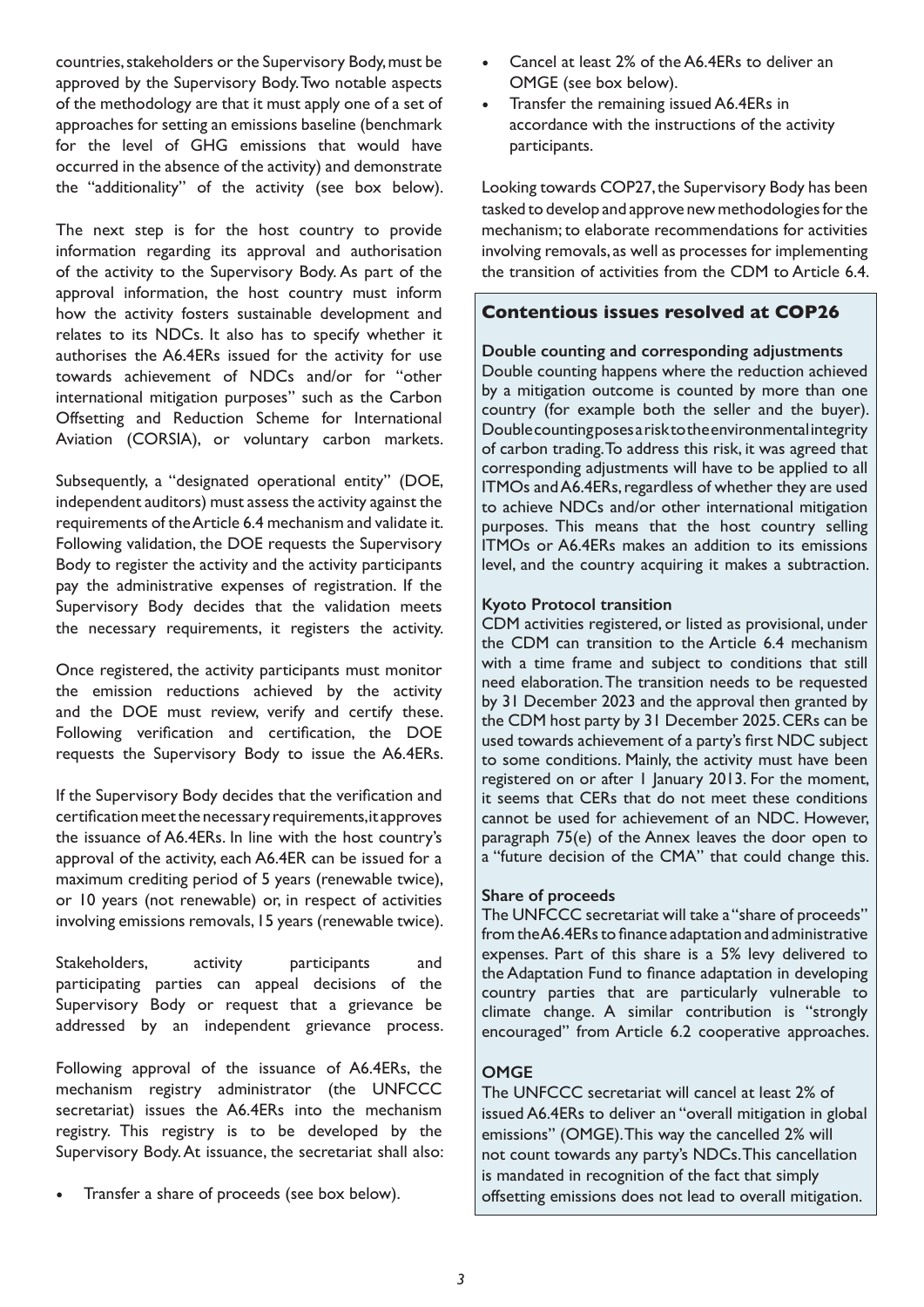countries, stakeholders or the Supervisory Body, must be approved by the Supervisory Body. Two notable aspects of the methodology are that it must apply one of a set of approaches for setting an emissions baseline (benchmark for the level of GHG emissions that would have occurred in the absence of the activity) and demonstrate the "additionality" of the activity (see box below).

The next step is for the host country to provide information regarding its approval and authorisation of the activity to the Supervisory Body. As part of the approval information, the host country must inform how the activity fosters sustainable development and relates to its NDCs. It also has to specify whether it authorises the A6.4ERs issued for the activity for use towards achievement of NDCs and/or for "other international mitigation purposes" such as the Carbon Offsetting and Reduction Scheme for International Aviation (CORSIA), or voluntary carbon markets.

Subsequently, a "designated operational entity" (DOE, independent auditors) must assess the activity against the requirements of the Article 6.4 mechanism and validate it. Following validation, the DOE requests the Supervisory Body to register the activity and the activity participants pay the administrative expenses of registration. If the Supervisory Body decides that the validation meets the necessary requirements, it registers the activity.

Once registered, the activity participants must monitor the emission reductions achieved by the activity and the DOE must review, verify and certify these. Following verification and certification, the DOE requests the Supervisory Body to issue the A6.4ERs.

If the Supervisory Body decides that the verification and certification meet the necessary requirements, it approves the issuance of A6.4ERs. In line with the host country's approval of the activity, each A6.4ER can be issued for a maximum crediting period of 5 years (renewable twice), or 10 years (not renewable) or, in respect of activities involving emissions removals, 15 years (renewable twice).

Stakeholders, activity participants and participating parties can appeal decisions of the Supervisory Body or request that a grievance be addressed by an independent grievance process.

Following approval of the issuance of A6.4ERs, the mechanism registry administrator (the UNFCCC secretariat) issues the A6.4ERs into the mechanism registry. This registry is to be developed by the Supervisory Body. At issuance, the secretariat shall also:

- Transfer a share of proceeds (see box below).
- Cancel at least 2% of the A6.4ERs to deliver an OMGE (see box below).
- Transfer the remaining issued A6.4ERs in accordance with the instructions of the activity participants.

Looking towards COP27, the Supervisory Body has been tasked to develop and approve new methodologies for the mechanism; to elaborate recommendations for activities involving removals, as well as processes for implementing the transition of activities from the CDM to Article 6.4.

## Contentious issues resolved at COP26

**Double counting and corresponding adjustments**

Double counting happens where the reduction achieved by a mitigation outcome is counted by more than one country (for example both the seller and the buyer). Double counting poses a risk to the environmental integrity of carbon trading. To address this risk, it was agreed that corresponding adjustments will have to be applied to all ITMOs and A6.4ERs, regardless of whether they are used to achieve NDCs and/or other international mitigation purposes. This means that the host country selling ITMOs or A6.4ERs makes an addition to its emissions level, and the country acquiring it makes a subtraction.

**Kyoto Protocol transition**

CDM activities registered, or listed as provisional, under the CDM can transition to the Article 6.4 mechanism with a time frame and subject to conditions that still need elaboration. The transition needs to be requested by 31 December 2023 and the approval then granted by the CDM host party by 31 December 2025. CERs can be used towards achievement of a party's first NDC subject to some conditions. Mainly, the activity must have been registered on or after 1 January 2013. For the moment, it seems that CERs that do not meet these conditions cannot be used for achievement of an NDC. However, paragraph 75(e) of the Annex leaves the door open to a "future decision of the CMA" that could change this.

**Share of proceeds**

The UNFCCC secretariat will take a "share of proceeds" from the A6.4ERs to finance adaptation and administrative expenses. Part of this share is a 5% levy delivered to the Adaptation Fund to finance adaptation in developing country parties that are particularly vulnerable to climate change. A similar contribution is "strongly encouraged" from Article 6.2 cooperative approaches.

**OMGE**

The UNFCCC secretariat will cancel at least 2% of issued A6.4ERs to deliver an "overall mitigation in global emissions" (OMGE). This way the cancelled 2% will not count towards any party's NDCs. This cancellation is mandated in recognition of the fact that simply offsetting emissions does not lead to overall mitigation.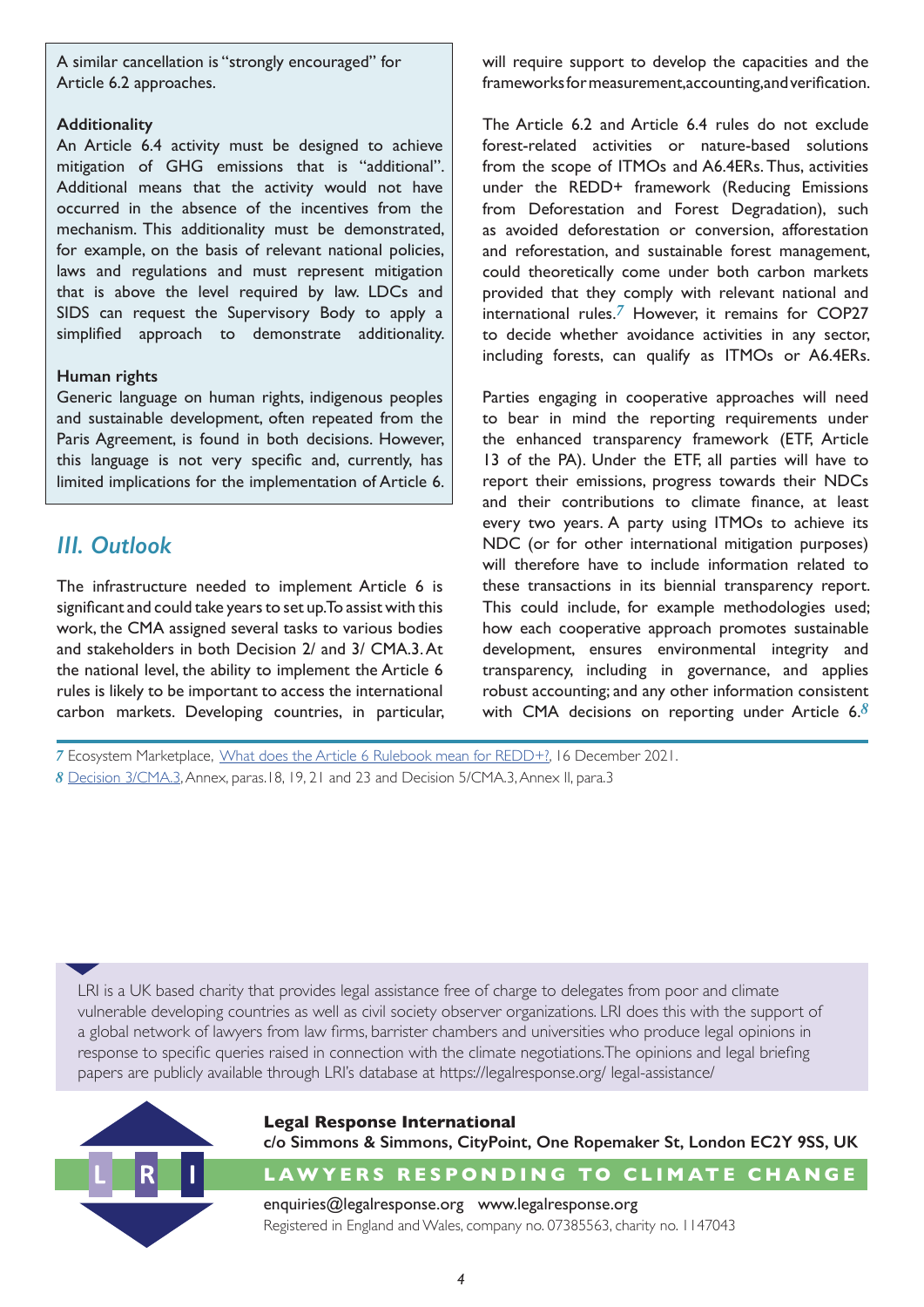A similar cancellation is "strongly encouraged" for Article 6.2 approaches.

**Additionality**

An Article 6.4 activity must be designed to achieve mitigation of GHG emissions that is "additional". Additional means that the activity would not have occurred in the absence of the incentives from the mechanism. This additionality must be demonstrated, for example, on the basis of relevant national policies, laws and regulations and must represent mitigation that is above the level required by law. LDCs and SIDS can request the Supervisory Body to apply a simplified approach to demonstrate additionality.

**Human rights**

Generic language on human rights, indigenous peoples and sustainable development, often repeated from the Paris Agreement, is found in both decisions. However, this language is not very specific and, currently, has limited implications for the implementation of Article 6.

## *III. Outlook*

The infrastructure needed to implement Article 6 is significant and could take years to set up. To assist with this work, the CMA assigned several tasks to various bodies and stakeholders in both Decision 2/ and 3/ CMA.3. At the national level, the ability to implement the Article 6 rules is likely to be important to access the international carbon markets. Developing countries, in particular, will require support to develop the capacities and the frameworks for measurement, accounting, and verification.

The Article 6.2 and Article 6.4 rules do not exclude forest-related activities or nature-based solutions from the scope of ITMOs and A6.4ERs. Thus, activities under the REDD+ framework (Reducing Emissions from Deforestation and Forest Degradation), such as avoided deforestation or conversion, afforestation and reforestation, and sustainable forest management, could theoretically come under both carbon markets provided that they comply with relevant national and international rules.[7] However, it remains for COP27 to decide whether avoidance activities in any sector, including forests, can qualify as ITMOs or A6.4ERs.

Parties engaging in cooperative approaches will need to bear in mind the reporting requirements under the enhanced transparency framework (ETF, Article 13 of the PA). Under the ETF, all parties will have to report their emissions, progress towards their NDCs and their contributions to climate finance, at least every two years. A party using ITMOs to achieve its NDC (or for other international mitigation purposes) will therefore have to include information related to these transactions in its biennial transparency report. This could include, for example methodologies used; how each cooperative approach promotes sustainable development, ensures environmental integrity and transparency, including in governance, and applies robust accounting; and any other information consistent with CMA decisions on reporting under Article 6.[8]

---

[7] Ecosystem Marketplace, What does the Article 6 Rulebook mean for REDD+?, 16 December 2021.

[8] Decision 3/CMA.3, Annex, paras.18, 19, 21 and 23 and Decision 5/CMA.3, Annex II, para.3

LRI is a UK based charity that provides legal assistance free of charge to delegates from poor and climate vulnerable developing countries as well as civil society observer organizations. LRI does this with the support of a global network of lawyers from law firms, barrister chambers and universities who produce legal opinions in response to specific queries raised in connection with the climate negotiations. The opinions and legal briefing papers are publicly available through LRI's database at https://legalresponse.org/ legal-assistance/

L R I

**Legal Response International**
**c/o Simmons & Simmons, CityPoint, One Ropemaker St, London EC2Y 9SS, UK**

**LAWYERS RESPONDING TO CLIMATE CHANGE**

enquiries@legalresponse.org www.legalresponse.org
Registered in England and Wales, company no. 07385563, charity no. 1147043